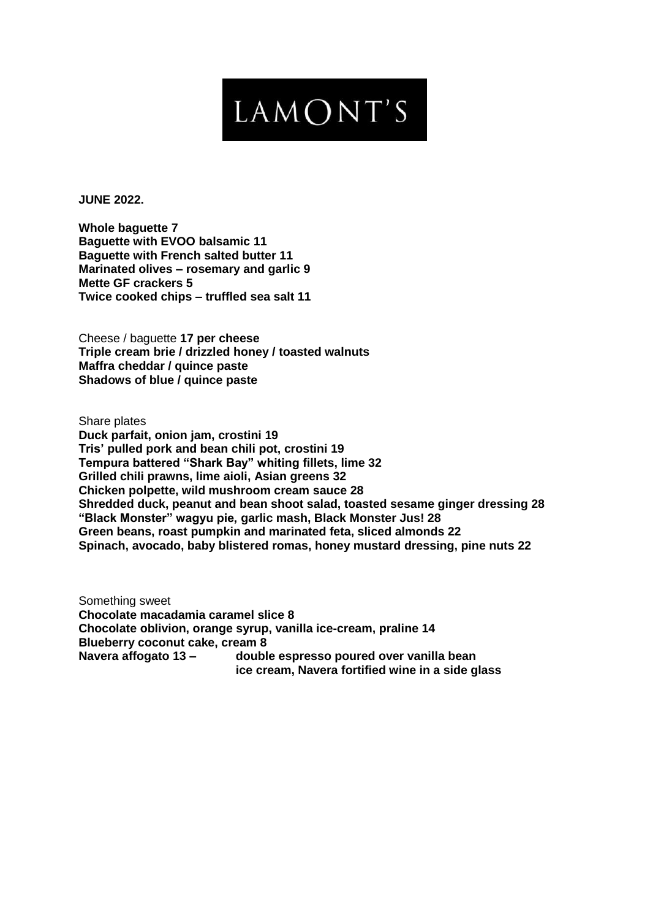# LAMONT'S

**JUNE 2022.**

**Whole baguette 7**
**Baguette with EVOO balsamic 11**
**Baguette with French salted butter 11**
**Marinated olives – rosemary and garlic 9**
**Mette GF crackers 5**
**Twice cooked chips – truffled sea salt 11**

Cheese / baguette **17 per cheese**
**Triple cream brie / drizzled honey / toasted walnuts**
**Maffra cheddar / quince paste**
**Shadows of blue / quince paste**

Share plates
**Duck parfait, onion jam, crostini 19**
**Tris' pulled pork and bean chili pot, crostini 19**
**Tempura battered "Shark Bay" whiting fillets, lime 32**
**Grilled chili prawns, lime aioli, Asian greens 32**
**Chicken polpette, wild mushroom cream sauce 28**
**Shredded duck, peanut and bean shoot salad, toasted sesame ginger dressing 28**
**"Black Monster" wagyu pie, garlic mash, Black Monster Jus! 28**
**Green beans, roast pumpkin and marinated feta, sliced almonds 22**
**Spinach, avocado, baby blistered romas, honey mustard dressing, pine nuts 22**

Something sweet
**Chocolate macadamia caramel slice 8**
**Chocolate oblivion, orange syrup, vanilla ice-cream, praline 14**
**Blueberry coconut cake, cream 8**
**Navera affogato 13 – double espresso poured over vanilla bean ice cream, Navera fortified wine in a side glass**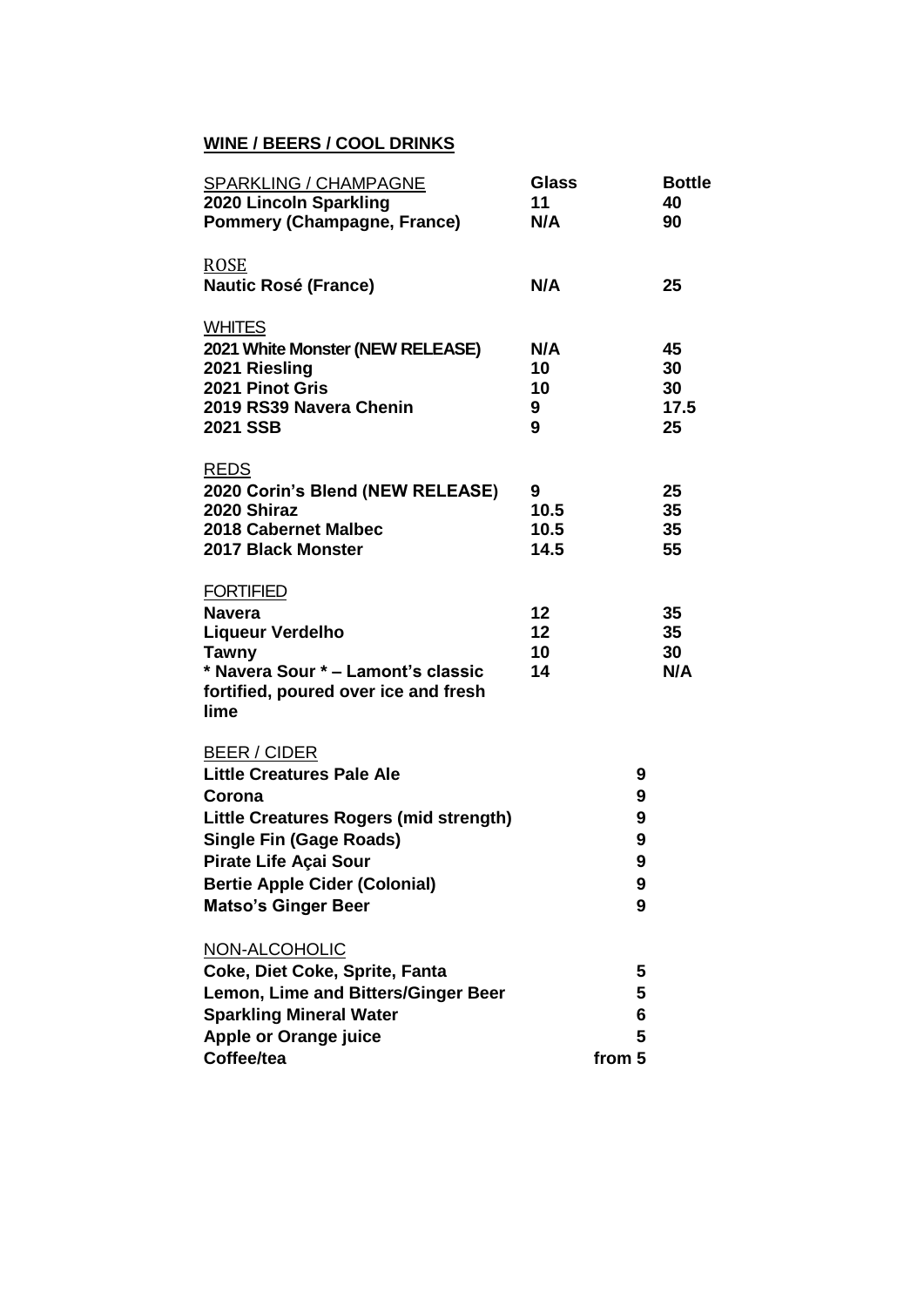## WINE / BEERS / COOL DRINKS

| SPARKLING / CHAMPAGNE | Glass | Bottle |
|---|---|---|
| **2020 Lincoln Sparkling** | 11 | 40 |
| **Pommery (Champagne, France)** | N/A | 90 |

| ROSE | | |
|---|---|---|
| **Nautic Rosé (France)** | N/A | 25 |

| WHITES | | |
|---|---|---|
| **2021 White Monster (NEW RELEASE)** | N/A | 45 |
| **2021 Riesling** | 10 | 30 |
| **2021 Pinot Gris** | 10 | 30 |
| **2019 RS39 Navera Chenin** | 9 | 17.5 |
| **2021 SSB** | 9 | 25 |

| REDS | | |
|---|---|---|
| **2020 Corin's Blend (NEW RELEASE)** | 9 | 25 |
| **2020 Shiraz** | 10.5 | 35 |
| **2018 Cabernet Malbec** | 10.5 | 35 |
| **2017 Black Monster** | 14.5 | 55 |

| FORTIFIED | | |
|---|---|---|
| **Navera** | 12 | 35 |
| **Liqueur Verdelho** | 12 | 35 |
| **Tawny** | 10 | 30 |
| **\* Navera Sour \* – Lamont's classic fortified, poured over ice and fresh lime** | 14 | N/A |

| BEER / CIDER | |
|---|---|
| **Little Creatures Pale Ale** | 9 |
| **Corona** | 9 |
| **Little Creatures Rogers (mid strength)** | 9 |
| **Single Fin (Gage Roads)** | 9 |
| **Pirate Life Açai Sour** | 9 |
| **Bertie Apple Cider (Colonial)** | 9 |
| **Matso's Ginger Beer** | 9 |

| NON-ALCOHOLIC | |
|---|---|
| **Coke, Diet Coke, Sprite, Fanta** | 5 |
| **Lemon, Lime and Bitters/Ginger Beer** | 5 |
| **Sparkling Mineral Water** | 6 |
| **Apple or Orange juice** | 5 |
| **Coffee/tea** | from 5 |